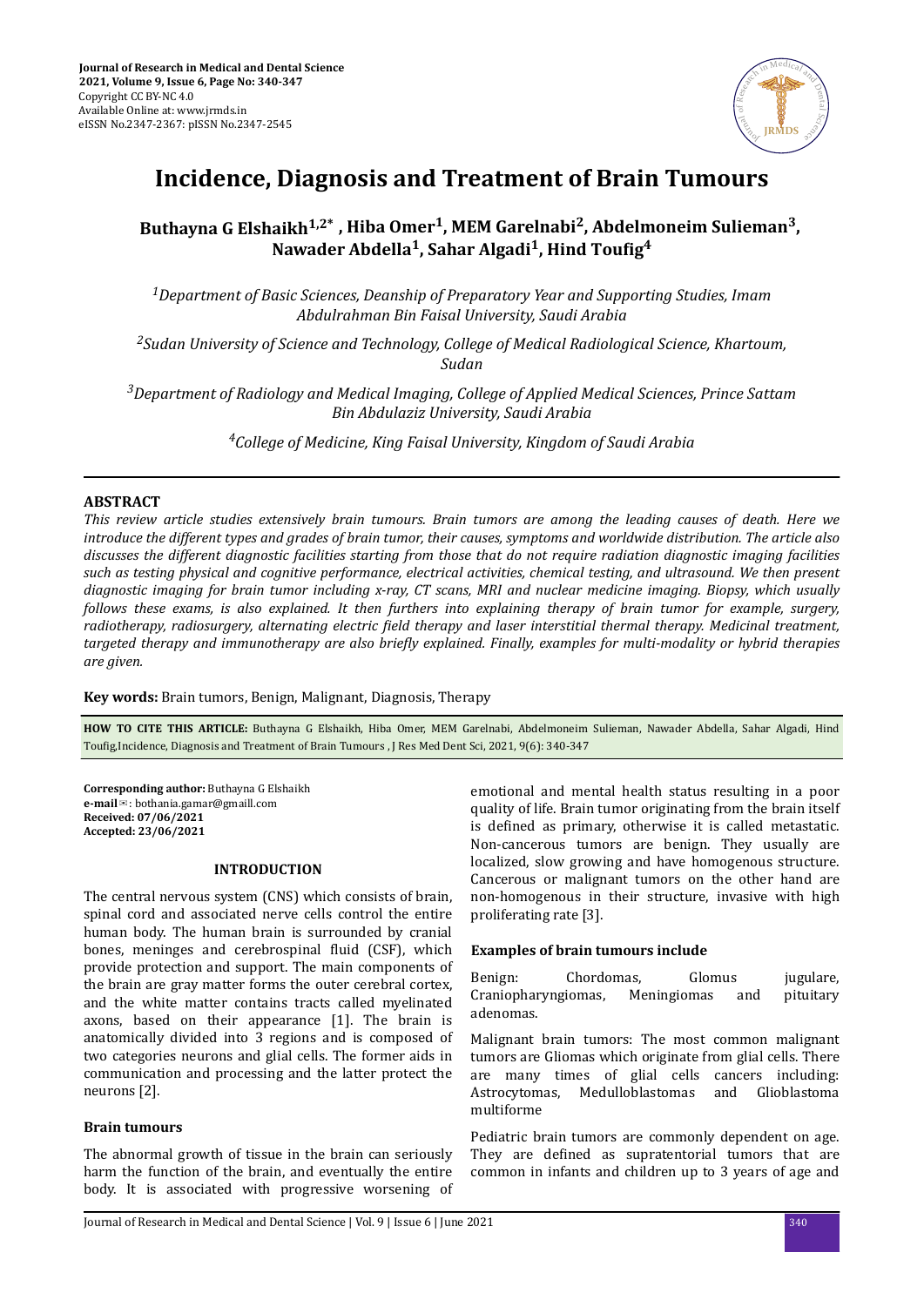# Incidence, Diagnosis and Treatment of Brain Tumours

**Buthayna G Elshaikh[1,2*], Hiba Omer[1], MEM Garelnabi[2], Abdelmoneim Sulieman[3], Nawader Abdella[1], Sahar Algadi[1], Hind Toufig[4]**

*[1]Department of Basic Sciences, Deanship of Preparatory Year and Supporting Studies, Imam Abdulrahman Bin Faisal University, Saudi Arabia*

*[2]Sudan University of Science and Technology, College of Medical Radiological Science, Khartoum, Sudan*

*[3]Department of Radiology and Medical Imaging, College of Applied Medical Sciences, Prince Sattam Bin Abdulaziz University, Saudi Arabia*

*[4]College of Medicine, King Faisal University, Kingdom of Saudi Arabia*

## ABSTRACT

*This review article studies extensively brain tumours. Brain tumors are among the leading causes of death. Here we introduce the different types and grades of brain tumor, their causes, symptoms and worldwide distribution. The article also discusses the different diagnostic facilities starting from those that do not require radiation diagnostic imaging facilities such as testing physical and cognitive performance, electrical activities, chemical testing, and ultrasound. We then present diagnostic imaging for brain tumor including x-ray, CT scans, MRI and nuclear medicine imaging. Biopsy, which usually follows these exams, is also explained. It then furthers into explaining therapy of brain tumor for example, surgery, radiotherapy, radiosurgery, alternating electric field therapy and laser interstitial thermal therapy. Medicinal treatment, targeted therapy and immunotherapy are also briefly explained. Finally, examples for multi-modality or hybrid therapies are given.*

**Key words:** Brain tumors, Benign, Malignant, Diagnosis, Therapy

**HOW TO CITE THIS ARTICLE:** Buthayna G Elshaikh, Hiba Omer, MEM Garelnabi, Abdelmoneim Sulieman, Nawader Abdella, Sahar Algadi, Hind Toufig,Incidence, Diagnosis and Treatment of Brain Tumours , J Res Med Dent Sci, 2021, 9(6): 340-347

**Corresponding author:** Buthayna G Elshaikh
**e-mail**✉: bothania.gamar@gmaill.com
**Received: 07/06/2021**
**Accepted: 23/06/2021**

## INTRODUCTION

The central nervous system (CNS) which consists of brain, spinal cord and associated nerve cells control the entire human body. The human brain is surrounded by cranial bones, meninges and cerebrospinal fluid (CSF), which provide protection and support. The main components of the brain are gray matter forms the outer cerebral cortex, and the white matter contains tracts called myelinated axons, based on their appearance [1]. The brain is anatomically divided into 3 regions and is composed of two categories neurons and glial cells. The former aids in communication and processing and the latter protect the neurons [2].

### Brain tumours

The abnormal growth of tissue in the brain can seriously harm the function of the brain, and eventually the entire body. It is associated with progressive worsening of emotional and mental health status resulting in a poor quality of life. Brain tumor originating from the brain itself is defined as primary, otherwise it is called metastatic. Non-cancerous tumors are benign. They usually are localized, slow growing and have homogenous structure. Cancerous or malignant tumors on the other hand are non-homogenous in their structure, invasive with high proliferating rate [3].

### Examples of brain tumours include

Benign: Chordomas, Glomus jugulare, Craniopharyngiomas, Meningiomas and pituitary adenomas.

Malignant brain tumors: The most common malignant tumors are Gliomas which originate from glial cells. There are many times of glial cells cancers including: Astrocytomas, Medulloblastomas and Glioblastoma multiforme

Pediatric brain tumors are commonly dependent on age. They are defined as supratentorial tumors that are common in infants and children up to 3 years of age and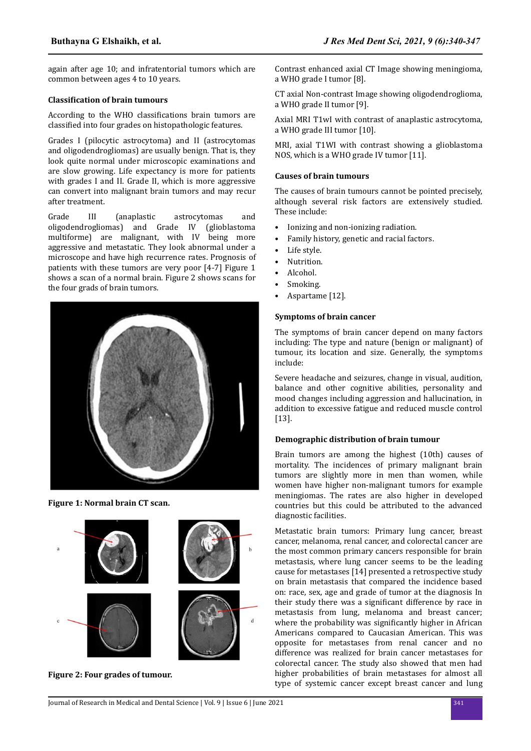again after age 10; and infratentorial tumors which are common between ages 4 to 10 years.

### Classification of brain tumours

According to the WHO classifications brain tumors are classified into four grades on histopathologic features.

Grades I (pilocytic astrocytoma) and II (astrocytomas and oligodendrogliomas) are usually benign. That is, they look quite normal under microscopic examinations and are slow growing. Life expectancy is more for patients with grades I and II. Grade II, which is more aggressive can convert into malignant brain tumors and may recur after treatment.

Grade III (anaplastic astrocytomas and oligodendrogliomas) and Grade IV (glioblastoma multiforme) are malignant, with IV being more aggressive and metastatic. They look abnormal under a microscope and have high recurrence rates. Prognosis of patients with these tumors are very poor [4-7] Figure 1 shows a scan of a normal brain. Figure 2 shows scans for the four grads of brain tumors.

**Figure 1: Normal brain CT scan.**

**Figure 2: Four grades of tumour.**

Contrast enhanced axial CT Image showing meningioma, a WHO grade I tumor [8].

CT axial Non-contrast Image showing oligodendroglioma, a WHO grade II tumor [9].

Axial MRI T1wI with contrast of anaplastic astrocytoma, a WHO grade III tumor [10].

MRI, axial T1WI with contrast showing a glioblastoma NOS, which is a WHO grade IV tumor [11].

### Causes of brain tumours

The causes of brain tumours cannot be pointed precisely, although several risk factors are extensively studied. These include:

- Ionizing and non-ionizing radiation.
- Family history, genetic and racial factors.
- Life style.
- Nutrition.
- Alcohol.
- Smoking.
- Aspartame [12].

### Symptoms of brain cancer

The symptoms of brain cancer depend on many factors including: The type and nature (benign or malignant) of tumour, its location and size. Generally, the symptoms include:

Severe headache and seizures, change in visual, audition, balance and other cognitive abilities, personality and mood changes including aggression and hallucination, in addition to excessive fatigue and reduced muscle control [13].

### Demographic distribution of brain tumour

Brain tumors are among the highest (10th) causes of mortality. The incidences of primary malignant brain tumors are slightly more in men than women, while women have higher non-malignant tumors for example meningiomas. The rates are also higher in developed countries but this could be attributed to the advanced diagnostic facilities.

Metastatic brain tumors: Primary lung cancer, breast cancer, melanoma, renal cancer, and colorectal cancer are the most common primary cancers responsible for brain metastasis, where lung cancer seems to be the leading cause for metastases [14] presented a retrospective study on brain metastasis that compared the incidence based on: race, sex, age and grade of tumor at the diagnosis In their study there was a significant difference by race in metastasis from lung, melanoma and breast cancer; where the probability was significantly higher in African Americans compared to Caucasian American. This was opposite for metastases from renal cancer and no difference was realized for brain cancer metastases for colorectal cancer. The study also showed that men had higher probabilities of brain metastases for almost all type of systemic cancer except breast cancer and lung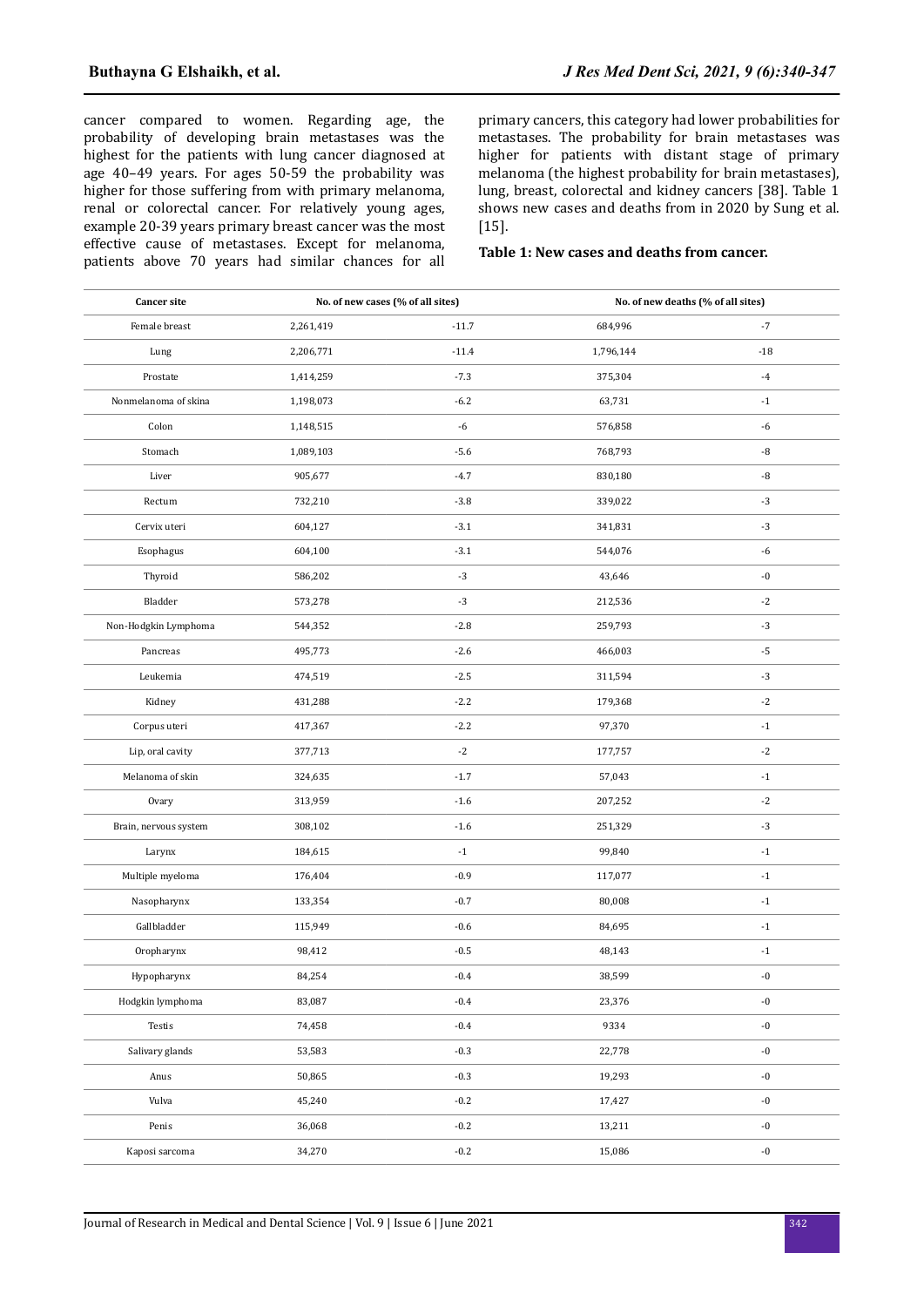cancer compared to women. Regarding age, the probability of developing brain metastases was the highest for the patients with lung cancer diagnosed at age 40–49 years. For ages 50-59 the probability was higher for those suffering from with primary melanoma, renal or colorectal cancer. For relatively young ages, example 20-39 years primary breast cancer was the most effective cause of metastases. Except for melanoma, patients above 70 years had similar chances for all primary cancers, this category had lower probabilities for metastases. The probability for brain metastases was higher for patients with distant stage of primary melanoma (the highest probability for brain metastases), lung, breast, colorectal and kidney cancers [38]. Table 1 shows new cases and deaths from in 2020 by Sung et al. [15].

**Table 1: New cases and deaths from cancer.**

| Cancer site | No. of new cases (% of all sites) | | No. of new deaths (% of all sites) | |
|---|---|---|---|---|
| Female breast | 2,261,419 | -11.7 | 684,996 | -7 |
| Lung | 2,206,771 | -11.4 | 1,796,144 | -18 |
| Prostate | 1,414,259 | -7.3 | 375,304 | -4 |
| Nonmelanoma of skina | 1,198,073 | -6.2 | 63,731 | -1 |
| Colon | 1,148,515 | -6 | 576,858 | -6 |
| Stomach | 1,089,103 | -5.6 | 768,793 | -8 |
| Liver | 905,677 | -4.7 | 830,180 | -8 |
| Rectum | 732,210 | -3.8 | 339,022 | -3 |
| Cervix uteri | 604,127 | -3.1 | 341,831 | -3 |
| Esophagus | 604,100 | -3.1 | 544,076 | -6 |
| Thyroid | 586,202 | -3 | 43,646 | -0 |
| Bladder | 573,278 | -3 | 212,536 | -2 |
| Non-Hodgkin Lymphoma | 544,352 | -2.8 | 259,793 | -3 |
| Pancreas | 495,773 | -2.6 | 466,003 | -5 |
| Leukemia | 474,519 | -2.5 | 311,594 | -3 |
| Kidney | 431,288 | -2.2 | 179,368 | -2 |
| Corpus uteri | 417,367 | -2.2 | 97,370 | -1 |
| Lip, oral cavity | 377,713 | -2 | 177,757 | -2 |
| Melanoma of skin | 324,635 | -1.7 | 57,043 | -1 |
| Ovary | 313,959 | -1.6 | 207,252 | -2 |
| Brain, nervous system | 308,102 | -1.6 | 251,329 | -3 |
| Larynx | 184,615 | -1 | 99,840 | -1 |
| Multiple myeloma | 176,404 | -0.9 | 117,077 | -1 |
| Nasopharynx | 133,354 | -0.7 | 80,008 | -1 |
| Gallbladder | 115,949 | -0.6 | 84,695 | -1 |
| Oropharynx | 98,412 | -0.5 | 48,143 | -1 |
| Hypopharynx | 84,254 | -0.4 | 38,599 | -0 |
| Hodgkin lymphoma | 83,087 | -0.4 | 23,376 | -0 |
| Testis | 74,458 | -0.4 | 9334 | -0 |
| Salivary glands | 53,583 | -0.3 | 22,778 | -0 |
| Anus | 50,865 | -0.3 | 19,293 | -0 |
| Vulva | 45,240 | -0.2 | 17,427 | -0 |
| Penis | 36,068 | -0.2 | 13,211 | -0 |
| Kaposi sarcoma | 34,270 | -0.2 | 15,086 | -0 |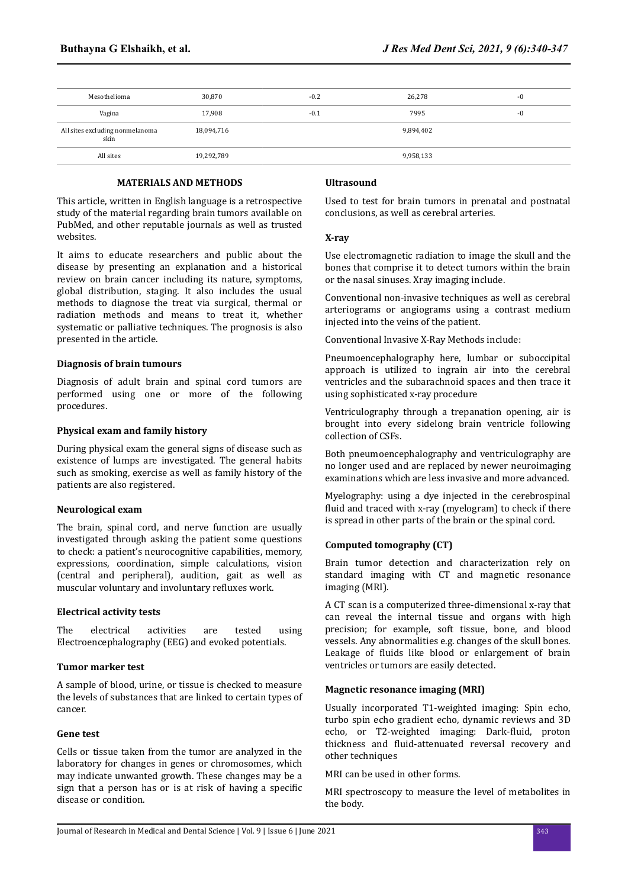| Mesothelioma | 30,870 | -0.2 | 26,278 | -0 |
|---|---|---|---|---|
| Vagina | 17,908 | -0.1 | 7995 | -0 |
| All sites excluding nonmelanoma skin | 18,094,716 | | 9,894,402 | |
| All sites | 19,292,789 | | 9,958,133 | |

## MATERIALS AND METHODS

This article, written in English language is a retrospective study of the material regarding brain tumors available on PubMed, and other reputable journals as well as trusted websites.

It aims to educate researchers and public about the disease by presenting an explanation and a historical review on brain cancer including its nature, symptoms, global distribution, staging. It also includes the usual methods to diagnose the treat via surgical, thermal or radiation methods and means to treat it, whether systematic or palliative techniques. The prognosis is also presented in the article.

### Diagnosis of brain tumours

Diagnosis of adult brain and spinal cord tumors are performed using one or more of the following procedures.

### Physical exam and family history

During physical exam the general signs of disease such as existence of lumps are investigated. The general habits such as smoking, exercise as well as family history of the patients are also registered.

### Neurological exam

The brain, spinal cord, and nerve function are usually investigated through asking the patient some questions to check: a patient's neurocognitive capabilities, memory, expressions, coordination, simple calculations, vision (central and peripheral), audition, gait as well as muscular voluntary and involuntary refluxes work.

### Electrical activity tests

The electrical activities are tested using Electroencephalography (EEG) and evoked potentials.

### Tumor marker test

A sample of blood, urine, or tissue is checked to measure the levels of substances that are linked to certain types of cancer.

### Gene test

Cells or tissue taken from the tumor are analyzed in the laboratory for changes in genes or chromosomes, which may indicate unwanted growth. These changes may be a sign that a person has or is at risk of having a specific disease or condition.

### Ultrasound

Used to test for brain tumors in prenatal and postnatal conclusions, as well as cerebral arteries.

### X-ray

Use electromagnetic radiation to image the skull and the bones that comprise it to detect tumors within the brain or the nasal sinuses. Xray imaging include.

Conventional non-invasive techniques as well as cerebral arteriograms or angiograms using a contrast medium injected into the veins of the patient.

Conventional Invasive X-Ray Methods include:

Pneumoencephalography here, lumbar or suboccipital approach is utilized to ingrain air into the cerebral ventricles and the subarachnoid spaces and then trace it using sophisticated x-ray procedure

Ventriculography through a trepanation opening, air is brought into every sidelong brain ventricle following collection of CSFs.

Both pneumoencephalography and ventriculography are no longer used and are replaced by newer neuroimaging examinations which are less invasive and more advanced.

Myelography: using a dye injected in the cerebrospinal fluid and traced with x-ray (myelogram) to check if there is spread in other parts of the brain or the spinal cord.

### Computed tomography (CT)

Brain tumor detection and characterization rely on standard imaging with CT and magnetic resonance imaging (MRI).

A CT scan is a computerized three-dimensional x-ray that can reveal the internal tissue and organs with high precision; for example, soft tissue, bone, and blood vessels. Any abnormalities e.g. changes of the skull bones. Leakage of fluids like blood or enlargement of brain ventricles or tumors are easily detected.

### Magnetic resonance imaging (MRI)

Usually incorporated T1-weighted imaging: Spin echo, turbo spin echo gradient echo, dynamic reviews and 3D echo, or T2-weighted imaging: Dark-fluid, proton thickness and fluid-attenuated reversal recovery and other techniques

MRI can be used in other forms.

MRI spectroscopy to measure the level of metabolites in the body.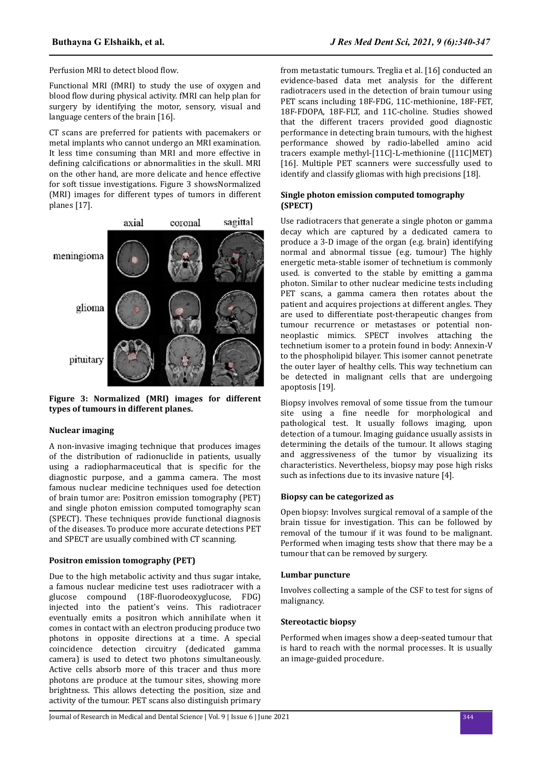Perfusion MRI to detect blood flow.

Functional MRI (fMRI) to study the use of oxygen and blood flow during physical activity. fMRI can help plan for surgery by identifying the motor, sensory, visual and language centers of the brain [16].

CT scans are preferred for patients with pacemakers or metal implants who cannot undergo an MRI examination. It less time consuming than MRI and more effective in defining calcifications or abnormalities in the skull. MRI on the other hand, are more delicate and hence effective for soft tissue investigations. Figure 3 showsNormalized (MRI) images for different types of tumors in different planes [17].

**Figure 3: Normalized (MRI) images for different types of tumours in different planes.**

### Nuclear imaging

A non-invasive imaging technique that produces images of the distribution of radionuclide in patients, usually using a radiopharmaceutical that is specific for the diagnostic purpose, and a gamma camera. The most famous nuclear medicine techniques used foe detection of brain tumor are: Positron emission tomography (PET) and single photon emission computed tomography scan (SPECT). These techniques provide functional diagnosis of the diseases. To produce more accurate detections PET and SPECT are usually combined with CT scanning.

### Positron emission tomography (PET)

Due to the high metabolic activity and thus sugar intake, a famous nuclear medicine test uses radiotracer with a glucose compound (18F-fluorodeoxyglucose, FDG) injected into the patient's veins. This radiotracer eventually emits a positron which annihilate when it comes in contact with an electron producing produce two photons in opposite directions at a time. A special coincidence detection circuitry (dedicated gamma camera) is used to detect two photons simultaneously. Active cells absorb more of this tracer and thus more photons are produce at the tumour sites, showing more brightness. This allows detecting the position, size and activity of the tumour. PET scans also distinguish primary from metastatic tumours. Treglia et al. [16] conducted an evidence-based data met analysis for the different radiotracers used in the detection of brain tumour using PET scans including 18F-FDG, 11C-methionine, 18F-FET, 18F-FDOPA, 18F-FLT, and 11C-choline. Studies showed that the different tracers provided good diagnostic performance in detecting brain tumours, with the highest performance showed by radio-labelled amino acid tracers example methyl-[11C]-L-methionine ([11C]MET) [16]. Multiple PET scanners were successfully used to identify and classify gliomas with high precisions [18].

### Single photon emission computed tomography (SPECT)

Use radiotracers that generate a single photon or gamma decay which are captured by a dedicated camera to produce a 3-D image of the organ (e.g. brain) identifying normal and abnormal tissue (e.g. tumour) The highly energetic meta-stable isomer of technetium is commonly used. is converted to the stable by emitting a gamma photon. Similar to other nuclear medicine tests including PET scans, a gamma camera then rotates about the patient and acquires projections at different angles. They are used to differentiate post-therapeutic changes from tumour recurrence or metastases or potential non-neoplastic mimics. SPECT involves attaching the technetium isomer to a protein found in body: Annexin-V to the phospholipid bilayer. This isomer cannot penetrate the outer layer of healthy cells. This way technetium can be detected in malignant cells that are undergoing apoptosis [19].

Biopsy involves removal of some tissue from the tumour site using a fine needle for morphological and pathological test. It usually follows imaging, upon detection of a tumour. Imaging guidance usually assists in determining the details of the tumour. It allows staging and aggressiveness of the tumor by visualizing its characteristics. Nevertheless, biopsy may pose high risks such as infections due to its invasive nature [4].

### Biopsy can be categorized as

Open biopsy: Involves surgical removal of a sample of the brain tissue for investigation. This can be followed by removal of the tumour if it was found to be malignant. Performed when imaging tests show that there may be a tumour that can be removed by surgery.

### Lumbar puncture

Involves collecting a sample of the CSF to test for signs of malignancy.

### Stereotactic biopsy

Performed when images show a deep-seated tumour that is hard to reach with the normal processes. It is usually an image-guided procedure.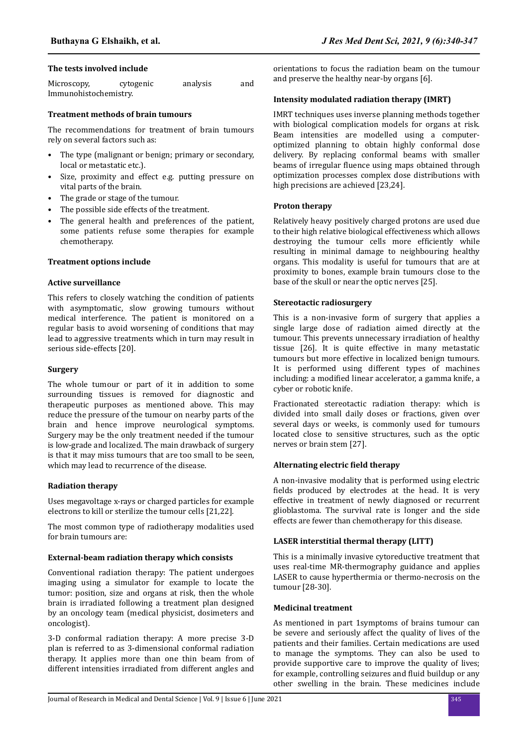**The tests involved include**

Microscopy, cytogenic analysis and Immunohistochemistry.

**Treatment methods of brain tumours**

The recommendations for treatment of brain tumours rely on several factors such as:

- The type (malignant or benign; primary or secondary, local or metastatic etc.).
- Size, proximity and effect e.g. putting pressure on vital parts of the brain.
- The grade or stage of the tumour.
- The possible side effects of the treatment.
- The general health and preferences of the patient, some patients refuse some therapies for example chemotherapy.

**Treatment options include**

**Active surveillance**

This refers to closely watching the condition of patients with asymptomatic, slow growing tumours without medical interference. The patient is monitored on a regular basis to avoid worsening of conditions that may lead to aggressive treatments which in turn may result in serious side-effects [20].

**Surgery**

The whole tumour or part of it in addition to some surrounding tissues is removed for diagnostic and therapeutic purposes as mentioned above. This may reduce the pressure of the tumour on nearby parts of the brain and hence improve neurological symptoms. Surgery may be the only treatment needed if the tumour is low-grade and localized. The main drawback of surgery is that it may miss tumours that are too small to be seen, which may lead to recurrence of the disease.

**Radiation therapy**

Uses megavoltage x-rays or charged particles for example electrons to kill or sterilize the tumour cells [21,22].

The most common type of radiotherapy modalities used for brain tumours are:

**External-beam radiation therapy which consists**

Conventional radiation therapy: The patient undergoes imaging using a simulator for example to locate the tumor: position, size and organs at risk, then the whole brain is irradiated following a treatment plan designed by an oncology team (medical physicist, dosimeters and oncologist).

3-D conformal radiation therapy: A more precise 3-D plan is referred to as 3-dimensional conformal radiation therapy. It applies more than one thin beam from of different intensities irradiated from different angles and orientations to focus the radiation beam on the tumour and preserve the healthy near-by organs [6].

**Intensity modulated radiation therapy (IMRT)**

IMRT techniques uses inverse planning methods together with biological complication models for organs at risk. Beam intensities are modelled using a computer-optimized planning to obtain highly conformal dose delivery. By replacing conformal beams with smaller beams of irregular fluence using maps obtained through optimization processes complex dose distributions with high precisions are achieved [23,24].

**Proton therapy**

Relatively heavy positively charged protons are used due to their high relative biological effectiveness which allows destroying the tumour cells more efficiently while resulting in minimal damage to neighbouring healthy organs. This modality is useful for tumours that are at proximity to bones, example brain tumours close to the base of the skull or near the optic nerves [25].

**Stereotactic radiosurgery**

This is a non-invasive form of surgery that applies a single large dose of radiation aimed directly at the tumour. This prevents unnecessary irradiation of healthy tissue [26]. It is quite effective in many metastatic tumours but more effective in localized benign tumours. It is performed using different types of machines including: a modified linear accelerator, a gamma knife, a cyber or robotic knife.

Fractionated stereotactic radiation therapy: which is divided into small daily doses or fractions, given over several days or weeks, is commonly used for tumours located close to sensitive structures, such as the optic nerves or brain stem [27].

**Alternating electric field therapy**

A non-invasive modality that is performed using electric fields produced by electrodes at the head. It is very effective in treatment of newly diagnosed or recurrent glioblastoma. The survival rate is longer and the side effects are fewer than chemotherapy for this disease.

**LASER interstitial thermal therapy (LITT)**

This is a minimally invasive cytoreductive treatment that uses real-time MR-thermography guidance and applies LASER to cause hyperthermia or thermo-necrosis on the tumour [28-30].

**Medicinal treatment**

As mentioned in part 1symptoms of brains tumour can be severe and seriously affect the quality of lives of the patients and their families. Certain medications are used to manage the symptoms. They can also be used to provide supportive care to improve the quality of lives; for example, controlling seizures and fluid buildup or any other swelling in the brain. These medicines include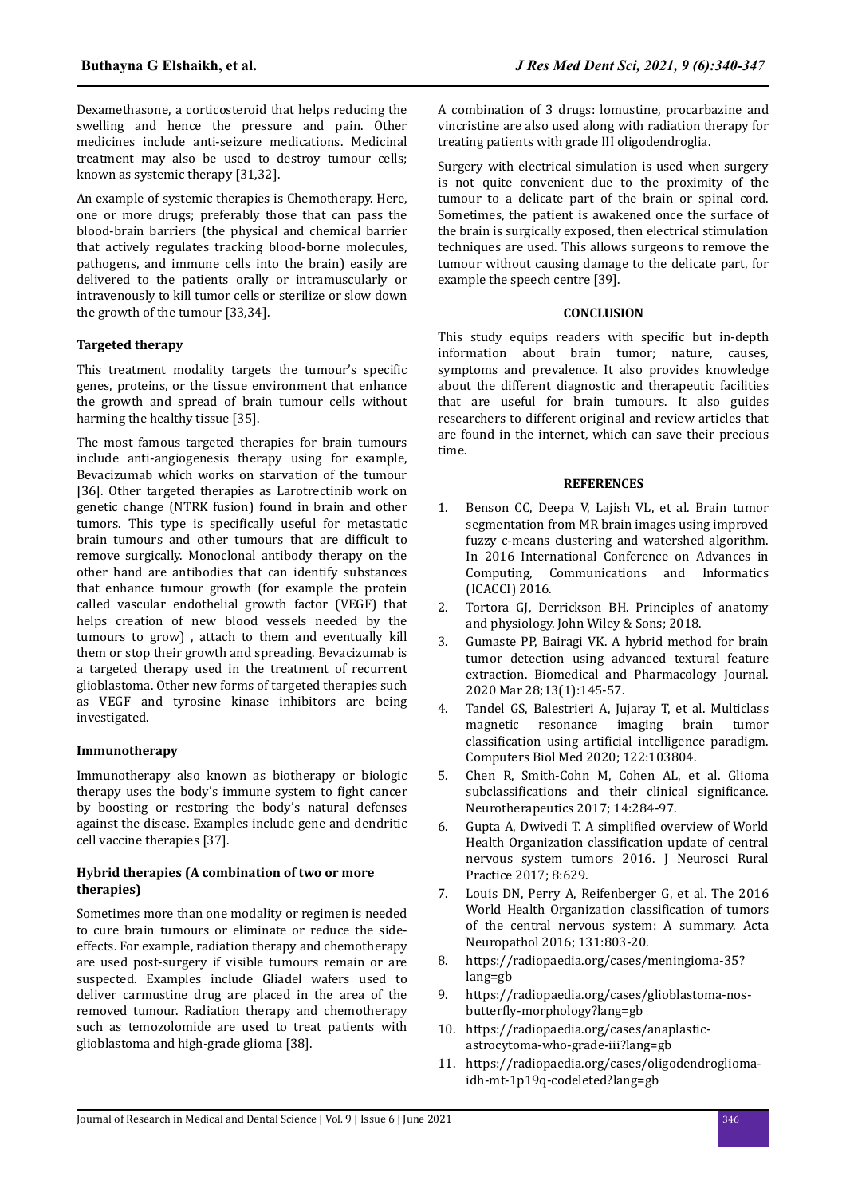Dexamethasone, a corticosteroid that helps reducing the swelling and hence the pressure and pain. Other medicines include anti-seizure medications. Medicinal treatment may also be used to destroy tumour cells; known as systemic therapy [31,32].

An example of systemic therapies is Chemotherapy. Here, one or more drugs; preferably those that can pass the blood-brain barriers (the physical and chemical barrier that actively regulates tracking blood-borne molecules, pathogens, and immune cells into the brain) easily are delivered to the patients orally or intramuscularly or intravenously to kill tumor cells or sterilize or slow down the growth of the tumour [33,34].

### Targeted therapy

This treatment modality targets the tumour's specific genes, proteins, or the tissue environment that enhance the growth and spread of brain tumour cells without harming the healthy tissue [35].

The most famous targeted therapies for brain tumours include anti-angiogenesis therapy using for example, Bevacizumab which works on starvation of the tumour [36]. Other targeted therapies as Larotrectinib work on genetic change (NTRK fusion) found in brain and other tumors. This type is specifically useful for metastatic brain tumours and other tumours that are difficult to remove surgically. Monoclonal antibody therapy on the other hand are antibodies that can identify substances that enhance tumour growth (for example the protein called vascular endothelial growth factor (VEGF) that helps creation of new blood vessels needed by the tumours to grow) , attach to them and eventually kill them or stop their growth and spreading. Bevacizumab is a targeted therapy used in the treatment of recurrent glioblastoma. Other new forms of targeted therapies such as VEGF and tyrosine kinase inhibitors are being investigated.

### Immunotherapy

Immunotherapy also known as biotherapy or biologic therapy uses the body's immune system to fight cancer by boosting or restoring the body's natural defenses against the disease. Examples include gene and dendritic cell vaccine therapies [37].

### Hybrid therapies (A combination of two or more therapies)

Sometimes more than one modality or regimen is needed to cure brain tumours or eliminate or reduce the side-effects. For example, radiation therapy and chemotherapy are used post-surgery if visible tumours remain or are suspected. Examples include Gliadel wafers used to deliver carmustine drug are placed in the area of the removed tumour. Radiation therapy and chemotherapy such as temozolomide are used to treat patients with glioblastoma and high-grade glioma [38].

A combination of 3 drugs: lomustine, procarbazine and vincristine are also used along with radiation therapy for treating patients with grade III oligodendroglia.

Surgery with electrical simulation is used when surgery is not quite convenient due to the proximity of the tumour to a delicate part of the brain or spinal cord. Sometimes, the patient is awakened once the surface of the brain is surgically exposed, then electrical stimulation techniques are used. This allows surgeons to remove the tumour without causing damage to the delicate part, for example the speech centre [39].

## CONCLUSION

This study equips readers with specific but in-depth information about brain tumor; nature, causes, symptoms and prevalence. It also provides knowledge about the different diagnostic and therapeutic facilities that are useful for brain tumours. It also guides researchers to different original and review articles that are found in the internet, which can save their precious time.

## REFERENCES

1. Benson CC, Deepa V, Lajish VL, et al. Brain tumor segmentation from MR brain images using improved fuzzy c-means clustering and watershed algorithm. In 2016 International Conference on Advances in Computing, Communications and Informatics (ICACCI) 2016.
2. Tortora GJ, Derrickson BH. Principles of anatomy and physiology. John Wiley & Sons; 2018.
3. Gumaste PP, Bairagi VK. A hybrid method for brain tumor detection using advanced textural feature extraction. Biomedical and Pharmacology Journal. 2020 Mar 28;13(1):145-57.
4. Tandel GS, Balestrieri A, Jujaray T, et al. Multiclass magnetic resonance imaging brain tumor classification using artificial intelligence paradigm. Computers Biol Med 2020; 122:103804.
5. Chen R, Smith-Cohn M, Cohen AL, et al. Glioma subclassifications and their clinical significance. Neurotherapeutics 2017; 14:284-97.
6. Gupta A, Dwivedi T. A simplified overview of World Health Organization classification update of central nervous system tumors 2016. J Neurosci Rural Practice 2017; 8:629.
7. Louis DN, Perry A, Reifenberger G, et al. The 2016 World Health Organization classification of tumors of the central nervous system: A summary. Acta Neuropathol 2016; 131:803-20.
8. https://radiopaedia.org/cases/meningioma-35?lang=gb
9. https://radiopaedia.org/cases/glioblastoma-nos-butterfly-morphology?lang=gb
10. https://radiopaedia.org/cases/anaplastic-astrocytoma-who-grade-iii?lang=gb
11. https://radiopaedia.org/cases/oligodendroglioma-idh-mt-1p19q-codeleted?lang=gb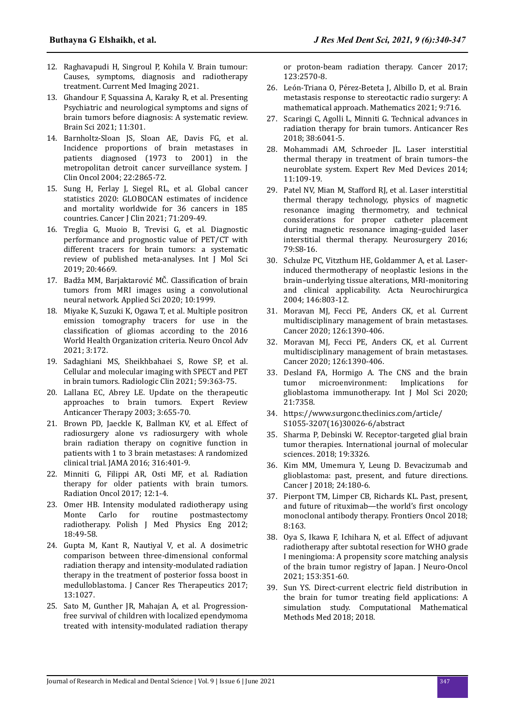12. Raghavapudi H, Singroul P, Kohila V. Brain tumour: Causes, symptoms, diagnosis and radiotherapy treatment. Current Med Imaging 2021.
13. Ghandour F, Squassina A, Karaky R, et al. Presenting Psychiatric and neurological symptoms and signs of brain tumors before diagnosis: A systematic review. Brain Sci 2021; 11:301.
14. Barnholtz-Sloan JS, Sloan AE, Davis FG, et al. Incidence proportions of brain metastases in patients diagnosed (1973 to 2001) in the metropolitan detroit cancer surveillance system. J Clin Oncol 2004; 22:2865-72.
15. Sung H, Ferlay J, Siegel RL, et al. Global cancer statistics 2020: GLOBOCAN estimates of incidence and mortality worldwide for 36 cancers in 185 countries. Cancer J Clin 2021; 71:209-49.
16. Treglia G, Muoio B, Trevisi G, et al. Diagnostic performance and prognostic value of PET/CT with different tracers for brain tumors: a systematic review of published meta-analyses. Int J Mol Sci 2019; 20:4669.
17. Badža MM, Barjaktarović MČ. Classification of brain tumors from MRI images using a convolutional neural network. Applied Sci 2020; 10:1999.
18. Miyake K, Suzuki K, Ogawa T, et al. Multiple positron emission tomography tracers for use in the classification of gliomas according to the 2016 World Health Organization criteria. Neuro Oncol Adv 2021; 3:172.
19. Sadaghiani MS, Sheikhbahaei S, Rowe SP, et al. Cellular and molecular imaging with SPECT and PET in brain tumors. Radiologic Clin 2021; 59:363-75.
20. Lallana EC, Abrey LE. Update on the therapeutic approaches to brain tumors. Expert Review Anticancer Therapy 2003; 3:655-70.
21. Brown PD, Jaeckle K, Ballman KV, et al. Effect of radiosurgery alone vs radiosurgery with whole brain radiation therapy on cognitive function in patients with 1 to 3 brain metastases: A randomized clinical trial. JAMA 2016; 316:401-9.
22. Minniti G, Filippi AR, Osti MF, et al. Radiation therapy for older patients with brain tumors. Radiation Oncol 2017; 12:1-4.
23. Omer HB. Intensity modulated radiotherapy using Monte Carlo for routine postmastectomy radiotherapy. Polish J Med Physics Eng 2012; 18:49-58.
24. Gupta M, Kant R, Nautiyal V, et al. A dosimetric comparison between three-dimensional conformal radiation therapy and intensity-modulated radiation therapy in the treatment of posterior fossa boost in medulloblastoma. J Cancer Res Therapeutics 2017; 13:1027.
25. Sato M, Gunther JR, Mahajan A, et al. Progression-free survival of children with localized ependymoma treated with intensity-modulated radiation therapy or proton-beam radiation therapy. Cancer 2017; 123:2570-8.
26. León-Triana O, Pérez-Beteta J, Albillo D, et al. Brain metastasis response to stereotactic radio surgery: A mathematical approach. Mathematics 2021; 9:716.
27. Scaringi C, Agolli L, Minniti G. Technical advances in radiation therapy for brain tumors. Anticancer Res 2018; 38:6041-5.
28. Mohammadi AM, Schroeder JL. Laser interstitial thermal therapy in treatment of brain tumors–the neuroblate system. Expert Rev Med Devices 2014; 11:109-19.
29. Patel NV, Mian M, Stafford RJ, et al. Laser interstitial thermal therapy technology, physics of magnetic resonance imaging thermometry, and technical considerations for proper catheter placement during magnetic resonance imaging–guided laser interstitial thermal therapy. Neurosurgery 2016; 79:S8-16.
30. Schulze PC, Vitzthum HE, Goldammer A, et al. Laser-induced thermotherapy of neoplastic lesions in the brain–underlying tissue alterations, MRI-monitoring and clinical applicability. Acta Neurochirurgica 2004; 146:803-12.
31. Moravan MJ, Fecci PE, Anders CK, et al. Current multidisciplinary management of brain metastases. Cancer 2020; 126:1390-406.
32. Moravan MJ, Fecci PE, Anders CK, et al. Current multidisciplinary management of brain metastases. Cancer 2020; 126:1390-406.
33. Desland FA, Hormigo A. The CNS and the brain tumor microenvironment: Implications for glioblastoma immunotherapy. Int J Mol Sci 2020; 21:7358.
34. https://www.surgonc.theclinics.com/article/S1055-3207(16)30026-6/abstract
35. Sharma P, Debinski W. Receptor-targeted glial brain tumor therapies. International journal of molecular sciences. 2018; 19:3326.
36. Kim MM, Umemura Y, Leung D. Bevacizumab and glioblastoma: past, present, and future directions. Cancer J 2018; 24:180-6.
37. Pierpont TM, Limper CB, Richards KL. Past, present, and future of rituximab—the world's first oncology monoclonal antibody therapy. Frontiers Oncol 2018; 8:163.
38. Oya S, Ikawa F, Ichihara N, et al. Effect of adjuvant radiotherapy after subtotal resection for WHO grade I meningioma: A propensity score matching analysis of the brain tumor registry of Japan. J Neuro-Oncol 2021; 153:351-60.
39. Sun YS. Direct-current electric field distribution in the brain for tumor treating field applications: A simulation study. Computational Mathematical Methods Med 2018; 2018.